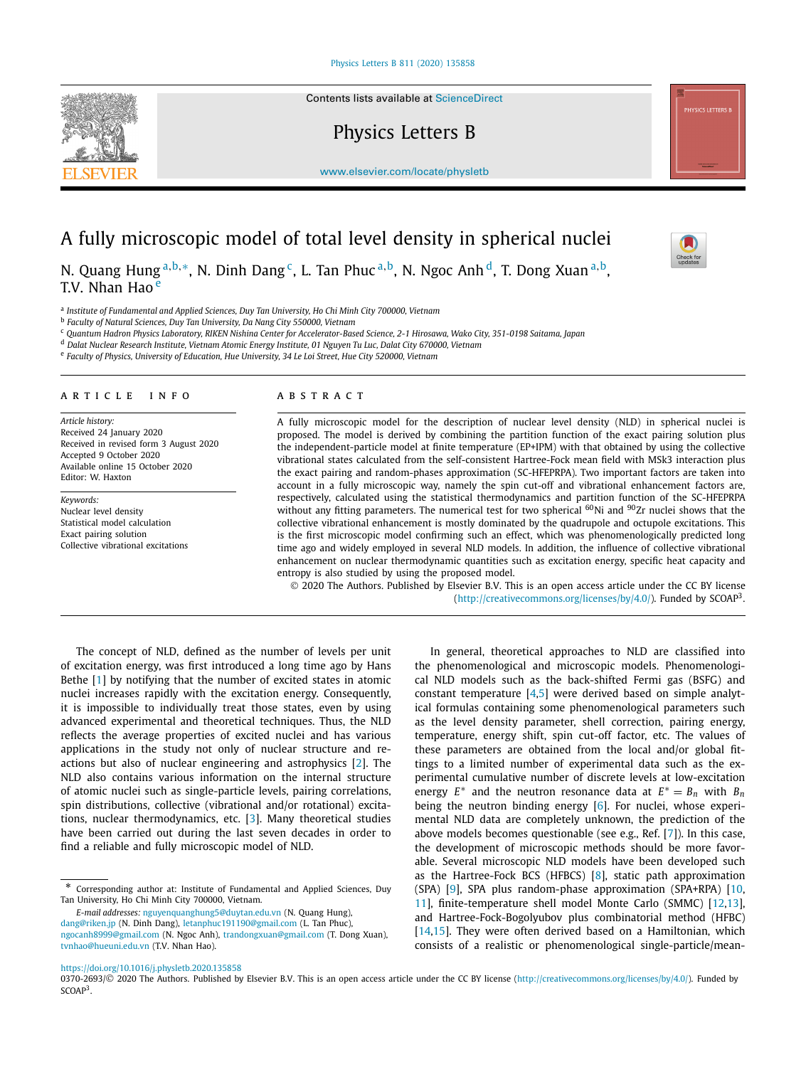# A fully microscopic model of total level density in spherical nuclei

N. Quang Hung [a,b,*], N. Dinh Dang [c], L. Tan Phuc [a,b], N. Ngoc Anh [d], T. Dong Xuan [a,b], T.V. Nhan Hao [e]

[a] Institute of Fundamental and Applied Sciences, Duy Tan University, Ho Chi Minh City 700000, Vietnam
[b] Faculty of Natural Sciences, Duy Tan University, Da Nang City 550000, Vietnam
[c] Quantum Hadron Physics Laboratory, RIKEN Nishina Center for Accelerator-Based Science, 2-1 Hirosawa, Wako City, 351-0198 Saitama, Japan
[d] Dalat Nuclear Research Institute, Vietnam Atomic Energy Institute, 01 Nguyen Tu Luc, Dalat City 670000, Vietnam
[e] Faculty of Physics, University of Education, Hue University, 34 Le Loi Street, Hue City 520000, Vietnam

## ARTICLE INFO

*Article history:*
Received 24 January 2020
Received in revised form 3 August 2020
Accepted 9 October 2020
Available online 15 October 2020
Editor: W. Haxton

*Keywords:*
Nuclear level density
Statistical model calculation
Exact pairing solution
Collective vibrational excitations

## ABSTRACT

A fully microscopic model for the description of nuclear level density (NLD) in spherical nuclei is proposed. The model is derived by combining the partition function of the exact pairing solution plus the independent-particle model at finite temperature (EP+IPM) with that obtained by using the collective vibrational states calculated from the self-consistent Hartree-Fock mean field with MSk3 interaction plus the exact pairing and random-phases approximation (SC-HFEPRPA). Two important factors are taken into account in a fully microscopic way, namely the spin cut-off and vibrational enhancement factors are, respectively, calculated using the statistical thermodynamics and partition function of the SC-HFEPRPA without any fitting parameters. The numerical test for two spherical $^{60}$Ni and $^{90}$Zr nuclei shows that the collective vibrational enhancement is mostly dominated by the quadrupole and octupole excitations. This is the first microscopic model confirming such an effect, which was phenomenologically predicted long time ago and widely employed in several NLD models. In addition, the influence of collective vibrational enhancement on nuclear thermodynamic quantities such as excitation energy, specific heat capacity and entropy is also studied by using the proposed model.

© 2020 The Authors. Published by Elsevier B.V. This is an open access article under the CC BY license (http://creativecommons.org/licenses/by/4.0/). Funded by SCOAP$^3$.

The concept of NLD, defined as the number of levels per unit of excitation energy, was first introduced a long time ago by Hans Bethe [1] by notifying that the number of excited states in atomic nuclei increases rapidly with the excitation energy. Consequently, it is impossible to individually treat those states, even by using advanced experimental and theoretical techniques. Thus, the NLD reflects the average properties of excited nuclei and has various applications in the study not only of nuclear structure and reactions but also of nuclear engineering and astrophysics [2]. The NLD also contains various information on the internal structure of atomic nuclei such as single-particle levels, pairing correlations, spin distributions, collective (vibrational and/or rotational) excitations, nuclear thermodynamics, etc. [3]. Many theoretical studies have been carried out during the last seven decades in order to find a reliable and fully microscopic model of NLD.

In general, theoretical approaches to NLD are classified into the phenomenological and microscopic models. Phenomenological NLD models such as the back-shifted Fermi gas (BSFG) and constant temperature [4,5] were derived based on simple analytical formulas containing some phenomenological parameters such as the level density parameter, shell correction, pairing energy, temperature, energy shift, spin cut-off factor, etc. The values of these parameters are obtained from the local and/or global fittings to a limited number of experimental data such as the experimental cumulative number of discrete levels at low-excitation energy $E^*$ and the neutron resonance data at $E^* = B_n$ with $B_n$ being the neutron binding energy [6]. For nuclei, whose experimental NLD data are completely unknown, the prediction of the above models becomes questionable (see e.g., Ref. [7]). In this case, the development of microscopic methods should be more favorable. Several microscopic NLD models have been developed such as the Hartree-Fock BCS (HFBCS) [8], static path approximation (SPA) [9], SPA plus random-phase approximation (SPA+RPA) [10,11], finite-temperature shell model Monte Carlo (SMMC) [12,13], and Hartree-Fock-Bogolyubov plus combinatorial method (HFBC) [14,15]. They were often derived based on a Hamiltonian, which consists of a realistic or phenomenological single-particle/mean-

* Corresponding author at: Institute of Fundamental and Applied Sciences, Duy Tan University, Ho Chi Minh City 700000, Vietnam.
*E-mail addresses:* nguyenquanghung5@duytan.edu.vn (N. Quang Hung), dang@riken.jp (N. Dinh Dang), letanphuc191190@gmail.com (L. Tan Phuc), ngocanh8999@gmail.com (N. Ngoc Anh), trandongxuan@gmail.com (T. Dong Xuan), tvnhao@hueuni.edu.vn (T.V. Nhan Hao).

https://doi.org/10.1016/j.physletb.2020.135858
0370-2693/© 2020 The Authors. Published by Elsevier B.V. This is an open access article under the CC BY license (http://creativecommons.org/licenses/by/4.0/). Funded by SCOAP$^3$.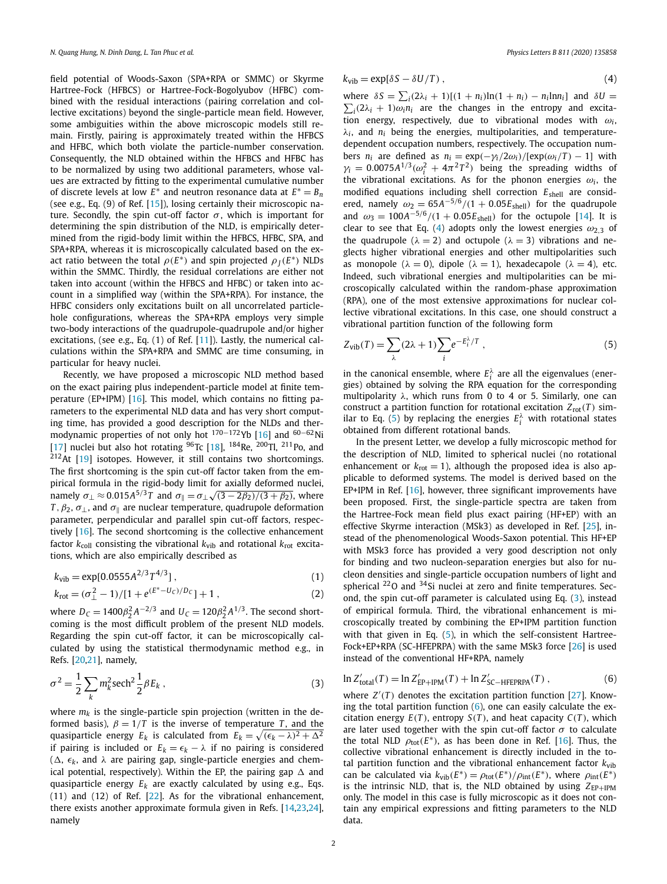field potential of Woods-Saxon (SPA+RPA or SMMC) or Skyrme Hartree-Fock (HFBCS) or Hartree-Fock-Bogolyubov (HFBC) combined with the residual interactions (pairing correlation and collective excitations) beyond the single-particle mean field. However, some ambiguities within the above microscopic models still remain. Firstly, pairing is approximately treated within the HFBCS and HFBC, which both violate the particle-number conservation. Consequently, the NLD obtained within the HFBCS and HFBC has to be normalized by using two additional parameters, whose values are extracted by fitting to the experimental cumulative number of discrete levels at low $E^*$ and neutron resonance data at $E^* = B_n$ (see e.g., Eq. (9) of Ref. [15]), losing certainly their microscopic nature. Secondly, the spin cut-off factor $\sigma$, which is important for determining the spin distribution of the NLD, is empirically determined from the rigid-body limit within the HFBCS, HFBC, SPA, and SPA+RPA, whereas it is microscopically calculated based on the exact ratio between the total $\rho(E^*)$ and spin projected $\rho_J(E^*)$ NLDs within the SMMC. Thirdly, the residual correlations are either not taken into account (within the HFBCS and HFBC) or taken into account in a simplified way (within the SPA+RPA). For instance, the HFBC considers only excitations built on all uncorrelated particle-hole configurations, whereas the SPA+RPA employs very simple two-body interactions of the quadrupole-quadrupole and/or higher excitations, (see e.g., Eq. (1) of Ref. [11]). Lastly, the numerical calculations within the SPA+RPA and SMMC are time consuming, in particular for heavy nuclei.

Recently, we have proposed a microscopic NLD method based on the exact pairing plus independent-particle model at finite temperature (EP+IPM) [16]. This model, which contains no fitting parameters to the experimental NLD data and has very short computing time, has provided a good description for the NLDs and thermodynamic properties of not only hot $^{170-172}$Yb [16] and $^{60-62}$Ni [17] nuclei but also hot rotating $^{96}$Tc [18], $^{184}$Re, $^{200}$Tl, $^{211}$Po, and $^{212}$At [19] isotopes. However, it still contains two shortcomings. The first shortcoming is the spin cut-off factor taken from the empirical formula in the rigid-body limit for axially deformed nuclei, namely $\sigma_\perp \approx 0.015A^{5/3}T$ and $\sigma_\parallel = \sigma_\perp\sqrt{(3-2\beta_2)/(3+\beta_2)}$, where $T$, $\beta_2$, $\sigma_\perp$, and $\sigma_\parallel$ are nuclear temperature, quadrupole deformation parameter, perpendicular and parallel spin cut-off factors, respectively [16]. The second shortcoming is the collective enhancement factor $k_{\rm coll}$ consisting the vibrational $k_{\rm vib}$ and rotational $k_{\rm rot}$ excitations, which are also empirically described as

$$k_{\rm vib} = \exp[0.0555A^{2/3}T^{4/3}] , \tag{1}$$

$$k_{\rm rot} = (\sigma_\perp^2 - 1)/[1 + e^{(E^*-U_C)/D_C}] + 1 , \tag{2}$$

where $D_C = 1400\beta_2^2 A^{-2/3}$ and $U_C = 120\beta_2^2 A^{1/3}$. The second shortcoming is the most difficult problem of the present NLD models. Regarding the spin cut-off factor, it can be microscopically calculated by using the statistical thermodynamic method e.g., in Refs. [20,21], namely,

$$\sigma^2 = \frac{1}{2}\sum_k m_k^2 \,{\rm sech}^2\,\frac{1}{2}\beta E_k , \tag{3}$$

where $m_k$ is the single-particle spin projection (written in the deformed basis), $\beta = 1/T$ is the inverse of temperature $T$, and the quasiparticle energy $E_k$ is calculated from $E_k = \sqrt{(\epsilon_k-\lambda)^2+\Delta^2}$ if pairing is included or $E_k = \epsilon_k - \lambda$ if no pairing is considered ($\Delta$, $\epsilon_k$, and $\lambda$ are pairing gap, single-particle energies and chemical potential, respectively). Within the EP, the pairing gap $\Delta$ and quasiparticle energy $E_k$ are exactly calculated by using e.g., Eqs. (11) and (12) of Ref. [22]. As for the vibrational enhancement, there exists another approximate formula given in Refs. [14,23,24], namely

$$k_{\rm vib} = \exp[\delta S - \delta U/T] , \tag{4}$$

where $\delta S = \sum_i (2\lambda_i+1)[(1+n_i)\ln(1+n_i) - n_i \ln n_i]$ and $\delta U = \sum_i (2\lambda_i+1)\omega_i n_i$ are the changes in the entropy and excitation energy, respectively, due to vibrational modes with $\omega_i$, $\lambda_i$, and $n_i$ being the energies, multipolarities, and temperature-dependent occupation numbers, respectively. The occupation numbers $n_i$ are defined as $n_i = \exp(-\gamma_i/2\omega_i)/[\exp(\omega_i/T)-1]$ with $\gamma_i = 0.0075A^{1/3}(\omega_i^2 + 4\pi^2T^2)$ being the spreading widths of the vibrational excitations. As for the phonon energies $\omega_i$, the modified equations including shell correction $E_{\rm shell}$ are considered, namely $\omega_2 = 65A^{-5/6}/(1+0.05E_{\rm shell})$ for the quadrupole and $\omega_3 = 100A^{-5/6}/(1+0.05E_{\rm shell})$ for the octupole [14]. It is clear to see that Eq. (4) adopts only the lowest energies $\omega_{2,3}$ of the quadrupole ($\lambda = 2$) and octupole ($\lambda = 3$) vibrations and neglects higher vibrational energies and other multipolarities such as monopole ($\lambda = 0$), dipole ($\lambda = 1$), hexadecapole ($\lambda = 4$), etc. Indeed, such vibrational energies and multipolarities can be microscopically calculated within the random-phase approximation (RPA), one of the most extensive approximations for nuclear collective vibrational excitations. In this case, one should construct a vibrational partition function of the following form

$$Z_{\rm vib}(T) = \sum_\lambda (2\lambda+1)\sum_i e^{-E_i^\lambda/T} , \tag{5}$$

in the canonical ensemble, where $E_i^\lambda$ are all the eigenvalues (energies) obtained by solving the RPA equation for the corresponding multipolarity $\lambda$, which runs from 0 to 4 or 5. Similarly, one can construct a partition function for rotational excitation $Z_{\rm rot}(T)$ similar to Eq. (5) by replacing the energies $E_i^\lambda$ with rotational states obtained from different rotational bands.

In the present Letter, we develop a fully microscopic method for the description of NLD, limited to spherical nuclei (no rotational enhancement or $k_{\rm rot} = 1$), although the proposed idea is also applicable to deformed systems. The model is derived based on the EP+IPM in Ref. [16], however, three significant improvements have been proposed. First, the single-particle spectra are taken from the Hartree-Fock mean field plus exact pairing (HF+EP) with an effective Skyrme interaction (MSk3) as developed in Ref. [25], instead of the phenomenological Woods-Saxon potential. This HF+EP with MSk3 force has provided a very good description not only for binding and two nucleon-separation energies but also for nucleon densities and single-particle occupation numbers of light and spherical $^{22}$O and $^{34}$Si nuclei at zero and finite temperatures. Second, the spin cut-off parameter is calculated using Eq. (3), instead of empirical formula. Third, the vibrational enhancement is microscopically treated by combining the EP+IPM partition function with that given in Eq. (5), in which the self-consistent Hartree-Fock+EP+RPA (SC-HFEPRPA) with the same MSk3 force [26] is used instead of the conventional HF+RPA, namely

$$\ln Z'_{\rm total}(T) = \ln Z'_{\rm EP+IPM}(T) + \ln Z'_{\rm SC-HFEPRPA}(T) , \tag{6}$$

where $Z'(T)$ denotes the excitation partition function [27]. Knowing the total partition function (6), one can easily calculate the excitation energy $E(T)$, entropy $S(T)$, and heat capacity $C(T)$, which are later used together with the spin cut-off factor $\sigma$ to calculate the total NLD $\rho_{\rm tot}(E^*)$, as has been done in Ref. [16]. Thus, the collective vibrational enhancement is directly included in the total partition function and the vibrational enhancement factor $k_{\rm vib}$ can be calculated via $k_{\rm vib}(E^*) = \rho_{\rm tot}(E^*)/\rho_{\rm int}(E^*)$, where $\rho_{\rm int}(E^*)$ is the intrinsic NLD, that is, the NLD obtained by using $Z_{\rm EP+IPM}$ only. The model in this case is fully microscopic as it does not contain any empirical expressions and fitting parameters to the NLD data.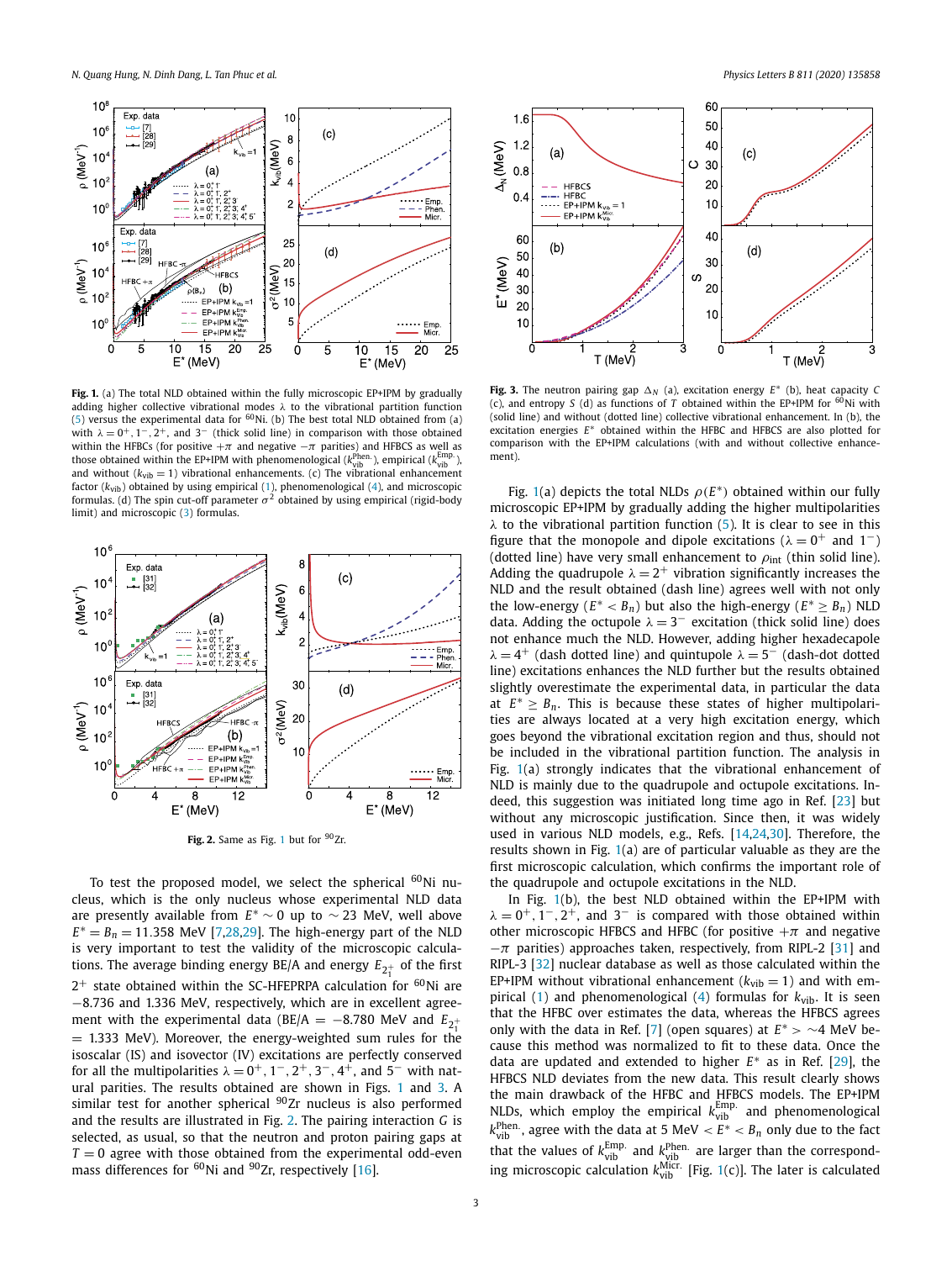**Fig. 1.** (a) The total NLD obtained within the fully microscopic EP+IPM by gradually adding higher collective vibrational modes $\lambda$ to the vibrational partition function (5) versus the experimental data for $^{60}$Ni. (b) The best total NLD obtained from (a) with $\lambda = 0^+, 1^-, 2^+$, and $3^-$ (thick solid line) in comparison with those obtained within the HFBCs (for positive $+\pi$ and negative $-\pi$ parities) and HFBCS as well as those obtained within the EP+IPM with phenomenological ($k_{vib}^{Phen.}$), empirical ($k_{vib}^{Emp.}$), and without ($k_{vib} = 1$) vibrational enhancements. (c) The vibrational enhancement factor ($k_{vib}$) obtained by using empirical (1), phenomenological (4), and microscopic formulas. (d) The spin cut-off parameter $\sigma^2$ obtained by using empirical (rigid-body limit) and microscopic (3) formulas.

**Fig. 2.** Same as Fig. 1 but for $^{90}$Zr.

To test the proposed model, we select the spherical $^{60}$Ni nucleus, which is the only nucleus whose experimental NLD data are presently available from $E^* \sim 0$ up to $\sim 23$ MeV, well above $E^* = B_n = 11.358$ MeV [7,28,29]. The high-energy part of the NLD is very important to test the validity of the microscopic calculations. The average binding energy BE/A and energy $E_{2_1^+}$ of the first $2^+$ state obtained within the SC-HFEPRPA calculation for $^{60}$Ni are $-8.736$ and 1.336 MeV, respectively, which are in excellent agreement with the experimental data (BE/A $= -8.780$ MeV and $E_{2_1^+}$ $= 1.333$ MeV). Moreover, the energy-weighted sum rules for the isoscalar (IS) and isovector (IV) excitations are perfectly conserved for all the multipolarities $\lambda = 0^+, 1^-, 2^+, 3^-, 4^+$, and $5^-$ with natural parities. The results obtained are shown in Figs. 1 and 3. A similar test for another spherical $^{90}$Zr nucleus is also performed and the results are illustrated in Fig. 2. The pairing interaction $G$ is selected, as usual, so that the neutron and proton pairing gaps at $T = 0$ agree with those obtained from the experimental odd-even mass differences for $^{60}$Ni and $^{90}$Zr, respectively [16].

**Fig. 3.** The neutron pairing gap $\Delta_N$ (a), excitation energy $E^*$ (b), heat capacity $C$ (c), and entropy $S$ (d) as functions of $T$ obtained within the EP+IPM for $^{60}$Ni with (solid line) and without (dotted line) collective vibrational enhancement. In (b), the excitation energies $E^*$ obtained within the HFBC and HFBCS are also plotted for comparison with the EP+IPM calculations (with and without collective enhancement).

Fig. 1(a) depicts the total NLDs $\rho(E^*)$ obtained within our fully microscopic EP+IPM by gradually adding the higher multipolarities $\lambda$ to the vibrational partition function (5). It is clear to see in this figure that the monopole and dipole excitations ($\lambda = 0^+$ and $1^-$) (dotted line) have very small enhancement to $\rho_{int}$ (thin solid line). Adding the quadrupole $\lambda = 2^+$ vibration significantly increases the NLD and the result obtained (dash line) agrees well with not only the low-energy ($E^* < B_n$) but also the high-energy ($E^* \geq B_n$) NLD data. Adding the octupole $\lambda = 3^-$ excitation (thick solid line) does not enhance much the NLD. However, adding higher hexadecapole $\lambda = 4^+$ (dash dotted line) and quintupole $\lambda = 5^-$ (dash-dot dotted line) excitations enhances the NLD further but the results obtained slightly overestimate the experimental data, in particular the data at $E^* \geq B_n$. This is because these states of higher multipolarities are always located at a very high excitation energy, which goes beyond the vibrational excitation region and thus, should not be included in the vibrational partition function. The analysis in Fig. 1(a) strongly indicates that the vibrational enhancement of NLD is mainly due to the quadrupole and octupole excitations. Indeed, this suggestion was initiated long time ago in Ref. [23] but without any microscopic justification. Since then, it was widely used in various NLD models, e.g., Refs. [14,24,30]. Therefore, the results shown in Fig. 1(a) are of particular valuable as they are the first microscopic calculation, which confirms the important role of the quadrupole and octupole excitations in the NLD.

In Fig. 1(b), the best NLD obtained within the EP+IPM with $\lambda = 0^+, 1^-, 2^+$, and $3^-$ is compared with those obtained within other microscopic HFBCS and HFBC (for positive $+\pi$ and negative $-\pi$ parities) approaches taken, respectively, from RIPL-2 [31] and RIPL-3 [32] nuclear database as well as those calculated within the EP+IPM without vibrational enhancement ($k_{vib} = 1$) and with empirical (1) and phenomenological (4) formulas for $k_{vib}$. It is seen that the HFBC over estimates the data, whereas the HFBCS agrees only with the data in Ref. [7] (open squares) at $E^* > \sim 4$ MeV because this method was normalized to fit to these data. Once the data are updated and extended to higher $E^*$ as in Ref. [29], the HFBCS NLD deviates from the new data. This result clearly shows the main drawback of the HFBC and HFBCS models. The EP+IPM NLDs, which employ the empirical $k_{vib}^{Emp.}$ and phenomenological $k_{vib}^{Phen.}$, agree with the data at 5 MeV $< E^* < B_n$ only due to the fact that the values of $k_{vib}^{Emp.}$ and $k_{vib}^{Phen.}$ are larger than the corresponding microscopic calculation $k_{vib}^{Micr.}$ [Fig. 1(c)]. The later is calculated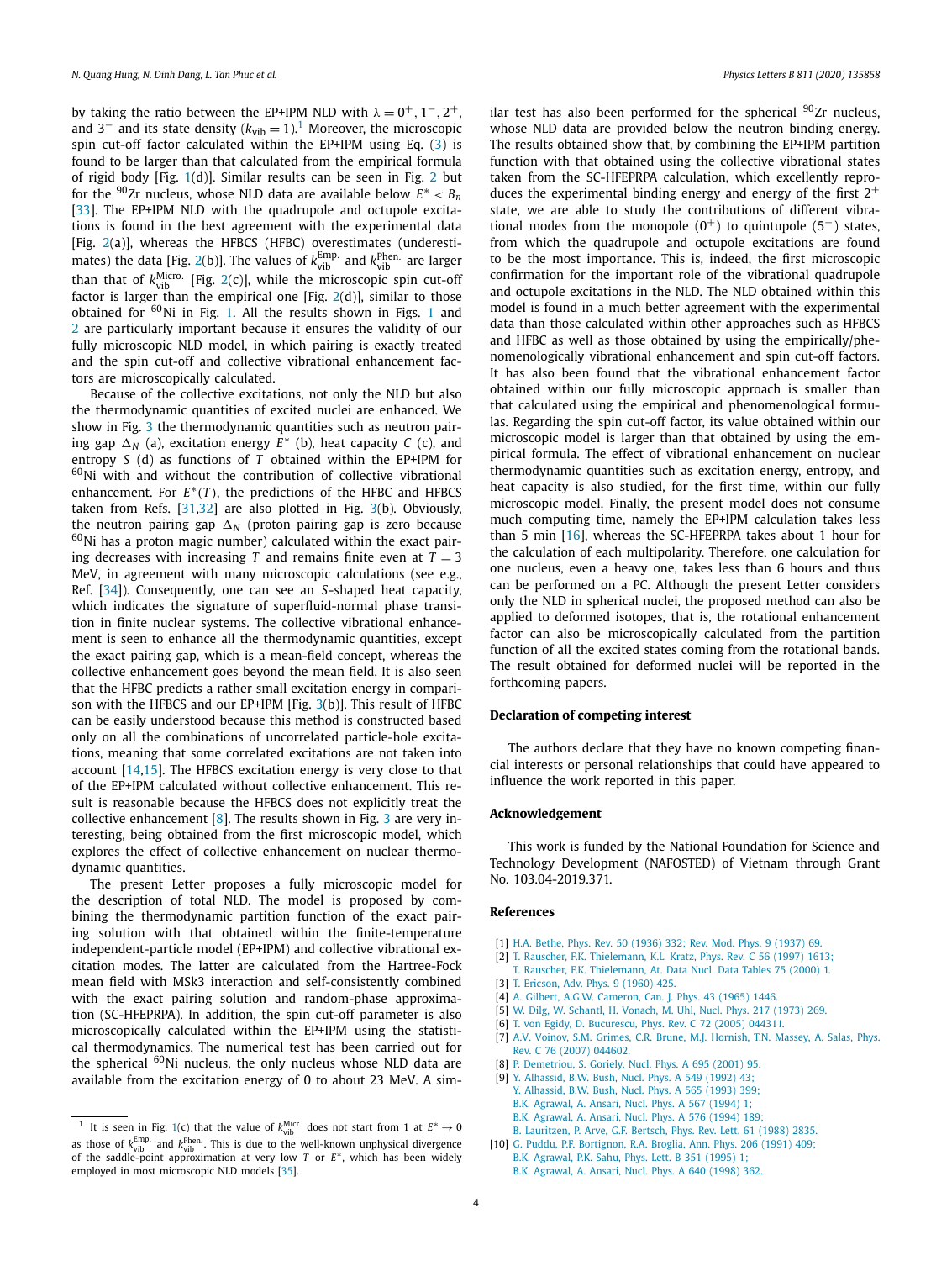by taking the ratio between the EP+IPM NLD with $\lambda = 0^+, 1^-, 2^+$, and $3^-$ and its state density ($k_{\rm vib} = 1$).[1] Moreover, the microscopic spin cut-off factor calculated within the EP+IPM using Eq. (3) is found to be larger than that calculated from the empirical formula of rigid body [Fig. 1(d)]. Similar results can be seen in Fig. 2 but for the $^{90}$Zr nucleus, whose NLD data are available below $E^* < B_n$ [33]. The EP+IPM NLD with the quadrupole and octupole excitations is found in the best agreement with the experimental data [Fig. 2(a)], whereas the HFBCS (HFBC) overestimates (underestimates) the data [Fig. 2(b)]. The values of $k_{\rm vib}^{\rm Emp.}$ and $k_{\rm vib}^{\rm Phen.}$ are larger than that of $k_{\rm vib}^{\rm Micro.}$ [Fig. 2(c)], while the microscopic spin cut-off factor is larger than the empirical one [Fig. 2(d)], similar to those obtained for $^{60}$Ni in Fig. 1. All the results shown in Figs. 1 and 2 are particularly important because it ensures the validity of our fully microscopic NLD model, in which pairing is exactly treated and the spin cut-off and collective vibrational enhancement factors are microscopically calculated.

Because of the collective excitations, not only the NLD but also the thermodynamic quantities of excited nuclei are enhanced. We show in Fig. 3 the thermodynamic quantities such as neutron pairing gap $\Delta_N$ (a), excitation energy $E^*$ (b), heat capacity $C$ (c), and entropy $S$ (d) as functions of $T$ obtained within the EP+IPM for $^{60}$Ni with and without the contribution of collective vibrational enhancement. For $E^*(T)$, the predictions of the HFBC and HFBCS taken from Refs. [31,32] are also plotted in Fig. 3(b). Obviously, the neutron pairing gap $\Delta_N$ (proton pairing gap is zero because $^{60}$Ni has a proton magic number) calculated within the exact pairing decreases with increasing $T$ and remains finite even at $T = 3$ MeV, in agreement with many microscopic calculations (see e.g., Ref. [34]). Consequently, one can see an $S$-shaped heat capacity, which indicates the signature of superfluid-normal phase transition in finite nuclear systems. The collective vibrational enhancement is seen to enhance all the thermodynamic quantities, except the exact pairing gap, which is a mean-field concept, whereas the collective enhancement goes beyond the mean field. It is also seen that the HFBC predicts a rather small excitation energy in comparison with the HFBCS and our EP+IPM [Fig. 3(b)]. This result of HFBC can be easily understood because this method is constructed based only on all the combinations of uncorrelated particle-hole excitations, meaning that some correlated excitations are not taken into account [14,15]. The HFBCS excitation energy is very close to that of the EP+IPM calculated without collective enhancement. This result is reasonable because the HFBCS does not explicitly treat the collective enhancement [8]. The results shown in Fig. 3 are very interesting, being obtained from the first microscopic model, which explores the effect of collective enhancement on nuclear thermodynamic quantities.

The present Letter proposes a fully microscopic model for the description of total NLD. The model is proposed by combining the thermodynamic partition function of the exact pairing solution with that obtained within the finite-temperature independent-particle model (EP+IPM) and collective vibrational excitation modes. The latter are calculated from the Hartree-Fock mean field with MSk3 interaction and self-consistently combined with the exact pairing solution and random-phase approximation (SC-HFEPRPA). In addition, the spin cut-off parameter is also microscopically calculated within the EP+IPM using the statistical thermodynamics. The numerical test has been carried out for the spherical $^{60}$Ni nucleus, the only nucleus whose NLD data are available from the excitation energy of 0 to about 23 MeV. A similar test has also been performed for the spherical $^{90}$Zr nucleus, whose NLD data are provided below the neutron binding energy. The results obtained show that, by combining the EP+IPM partition function with that obtained using the collective vibrational states taken from the SC-HFEPRPA calculation, which excellently reproduces the experimental binding energy and energy of the first $2^+$ state, we are able to study the contributions of different vibrational modes from the monopole ($0^+$) to quintupole ($5^-$) states, from which the quadrupole and octupole excitations are found to be the most importance. This is, indeed, the first microscopic confirmation for the important role of the vibrational quadrupole and octupole excitations in the NLD. The NLD obtained within this model is found in a much better agreement with the experimental data than those calculated within other approaches such as HFBCS and HFBC as well as those obtained by using the empirically/phenomenologically vibrational enhancement and spin cut-off factors. It has also been found that the vibrational enhancement factor obtained within our fully microscopic approach is smaller than that calculated using the empirical and phenomenological formulas. Regarding the spin cut-off factor, its value obtained within our microscopic model is larger than that obtained by using the empirical formula. The effect of vibrational enhancement on nuclear thermodynamic quantities such as excitation energy, entropy, and heat capacity is also studied, for the first time, within our fully microscopic model. Finally, the present model does not consume much computing time, namely the EP+IPM calculation takes less than 5 min [16], whereas the SC-HFEPRPA takes about 1 hour for the calculation of each multipolarity. Therefore, one calculation for one nucleus, even a heavy one, takes less than 6 hours and thus can be performed on a PC. Although the present Letter considers only the NLD in spherical nuclei, the proposed method can also be applied to deformed isotopes, that is, the rotational enhancement factor can also be microscopically calculated from the partition function of all the excited states coming from the rotational bands. The result obtained for deformed nuclei will be reported in the forthcoming papers.

## Declaration of competing interest

The authors declare that they have no known competing financial interests or personal relationships that could have appeared to influence the work reported in this paper.

## Acknowledgement

This work is funded by the National Foundation for Science and Technology Development (NAFOSTED) of Vietnam through Grant No. 103.04-2019.371.

## References

[1] H.A. Bethe, Phys. Rev. 50 (1936) 332; Rev. Mod. Phys. 9 (1937) 69.
[2] T. Rauscher, F.K. Thielemann, K.L. Kratz, Phys. Rev. C 56 (1997) 1613; T. Rauscher, F.K. Thielemann, At. Data Nucl. Data Tables 75 (2000) 1.
[3] T. Ericson, Adv. Phys. 9 (1960) 425.
[4] A. Gilbert, A.G.W. Cameron, Can. J. Phys. 43 (1965) 1446.
[5] W. Dilg, W. Schantl, H. Vonach, M. Uhl, Nucl. Phys. 217 (1973) 269.
[6] T. von Egidy, D. Bucurescu, Phys. Rev. C 72 (2005) 044311.
[7] A.V. Voinov, S.M. Grimes, C.R. Brune, M.J. Hornish, T.N. Massey, A. Salas, Phys. Rev. C 76 (2007) 044602.
[8] P. Demetriou, S. Goriely, Nucl. Phys. A 695 (2001) 95.
[9] Y. Alhassid, B.W. Bush, Nucl. Phys. A 549 (1992) 43; Y. Alhassid, B.W. Bush, Nucl. Phys. A 565 (1993) 399; B.K. Agrawal, A. Ansari, Nucl. Phys. A 567 (1994) 1; B.K. Agrawal, A. Ansari, Nucl. Phys. A 576 (1994) 189; B. Lauritzen, P. Arve, G.F. Bertsch, Phys. Rev. Lett. 61 (1988) 2835.
[10] G. Puddu, P.F. Bortignon, R.A. Broglia, Ann. Phys. 206 (1991) 409; B.K. Agrawal, P.K. Sahu, Phys. Lett. B 351 (1995) 1; B.K. Agrawal, A. Ansari, Nucl. Phys. A 640 (1998) 362.

---

[1] It is seen in Fig. 1(c) that the value of $k_{\rm vib}^{\rm Micr.}$ does not start from 1 at $E^* \to 0$ as those of $k_{\rm vib}^{\rm Emp.}$ and $k_{\rm vib}^{\rm Phen.}$. This is due to the well-known unphysical divergence of the saddle-point approximation at very low $T$ or $E^*$, which has been widely employed in most microscopic NLD models [35].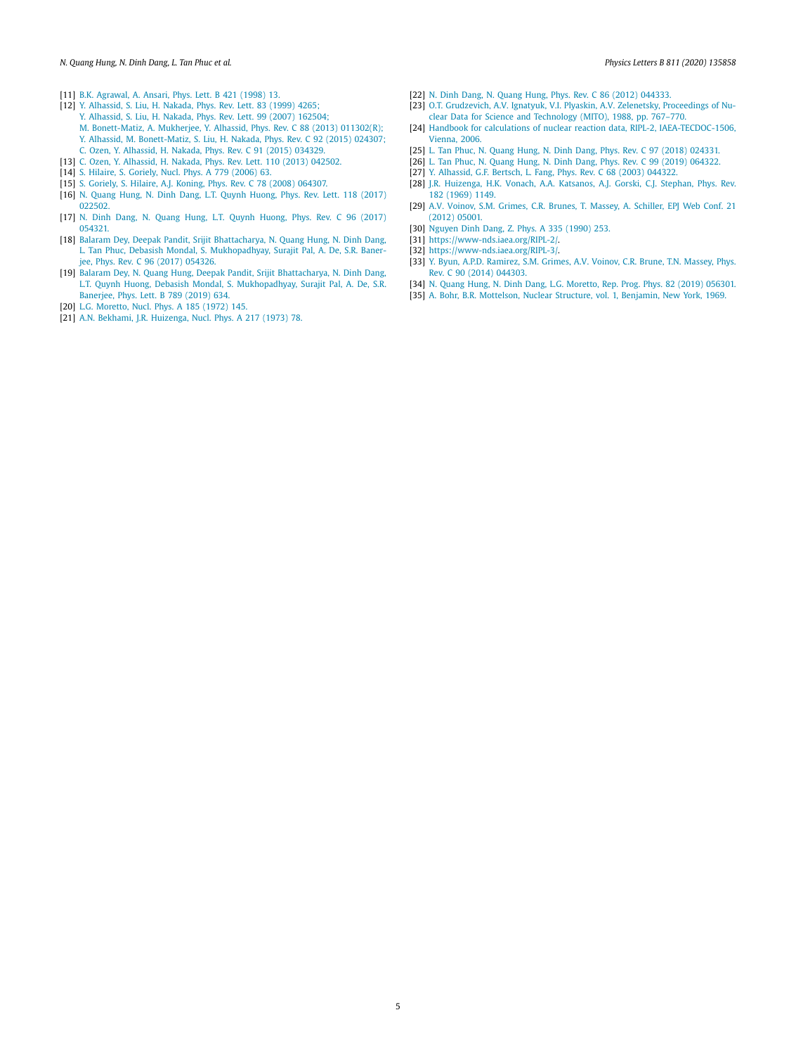[11] B.K. Agrawal, A. Ansari, Phys. Lett. B 421 (1998) 13.

[12] Y. Alhassid, S. Liu, H. Nakada, Phys. Rev. Lett. 83 (1999) 4265;
Y. Alhassid, S. Liu, H. Nakada, Phys. Rev. Lett. 99 (2007) 162504;
M. Bonett-Matiz, A. Mukherjee, Y. Alhassid, Phys. Rev. C 88 (2013) 011302(R);
Y. Alhassid, M. Bonett-Matiz, S. Liu, H. Nakada, Phys. Rev. C 92 (2015) 024307;
C. Ozen, Y. Alhassid, H. Nakada, Phys. Rev. C 91 (2015) 034329.

[13] C. Ozen, Y. Alhassid, H. Nakada, Phys. Rev. Lett. 110 (2013) 042502.

[14] S. Hilaire, S. Goriely, Nucl. Phys. A 779 (2006) 63.

[15] S. Goriely, S. Hilaire, A.J. Koning, Phys. Rev. C 78 (2008) 064307.

[16] N. Quang Hung, N. Dinh Dang, L.T. Quynh Huong, Phys. Rev. Lett. 118 (2017) 022502.

[17] N. Dinh Dang, N. Quang Hung, L.T. Quynh Huong, Phys. Rev. C 96 (2017) 054321.

[18] Balaram Dey, Deepak Pandit, Srijit Bhattacharya, N. Quang Hung, N. Dinh Dang, L. Tan Phuc, Debasish Mondal, S. Mukhopadhyay, Surajit Pal, A. De, S.R. Banerjee, Phys. Rev. C 96 (2017) 054326.

[19] Balaram Dey, N. Quang Hung, Deepak Pandit, Srijit Bhattacharya, N. Dinh Dang, L.T. Quynh Huong, Debasish Mondal, S. Mukhopadhyay, Surajit Pal, A. De, S.R. Banerjee, Phys. Lett. B 789 (2019) 634.

[20] L.G. Moretto, Nucl. Phys. A 185 (1972) 145.

[21] A.N. Bekhami, J.R. Huizenga, Nucl. Phys. A 217 (1973) 78.

[22] N. Dinh Dang, N. Quang Hung, Phys. Rev. C 86 (2012) 044333.

[23] O.T. Grudzevich, A.V. Ignatyuk, V.I. Plyaskin, A.V. Zelenetsky, Proceedings of Nuclear Data for Science and Technology (MITO), 1988, pp. 767–770.

[24] Handbook for calculations of nuclear reaction data, RIPL-2, IAEA-TECDOC-1506, Vienna, 2006.

[25] L. Tan Phuc, N. Quang Hung, N. Dinh Dang, Phys. Rev. C 97 (2018) 024331.

[26] L. Tan Phuc, N. Quang Hung, N. Dinh Dang, Phys. Rev. C 99 (2019) 064322.

[27] Y. Alhassid, G.F. Bertsch, L. Fang, Phys. Rev. C 68 (2003) 044322.

[28] J.R. Huizenga, H.K. Vonach, A.A. Katsanos, A.J. Gorski, C.J. Stephan, Phys. Rev. 182 (1969) 1149.

[29] A.V. Voinov, S.M. Grimes, C.R. Brunes, T. Massey, A. Schiller, EPJ Web Conf. 21 (2012) 05001.

[30] Nguyen Dinh Dang, Z. Phys. A 335 (1990) 253.

[31] https://www-nds.iaea.org/RIPL-2/.

[32] https://www-nds.iaea.org/RIPL-3/.

[33] Y. Byun, A.P.D. Ramirez, S.M. Grimes, A.V. Voinov, C.R. Brune, T.N. Massey, Phys. Rev. C 90 (2014) 044303.

[34] N. Quang Hung, N. Dinh Dang, L.G. Moretto, Rep. Prog. Phys. 82 (2019) 056301.

[35] A. Bohr, B.R. Mottelson, Nuclear Structure, vol. 1, Benjamin, New York, 1969.